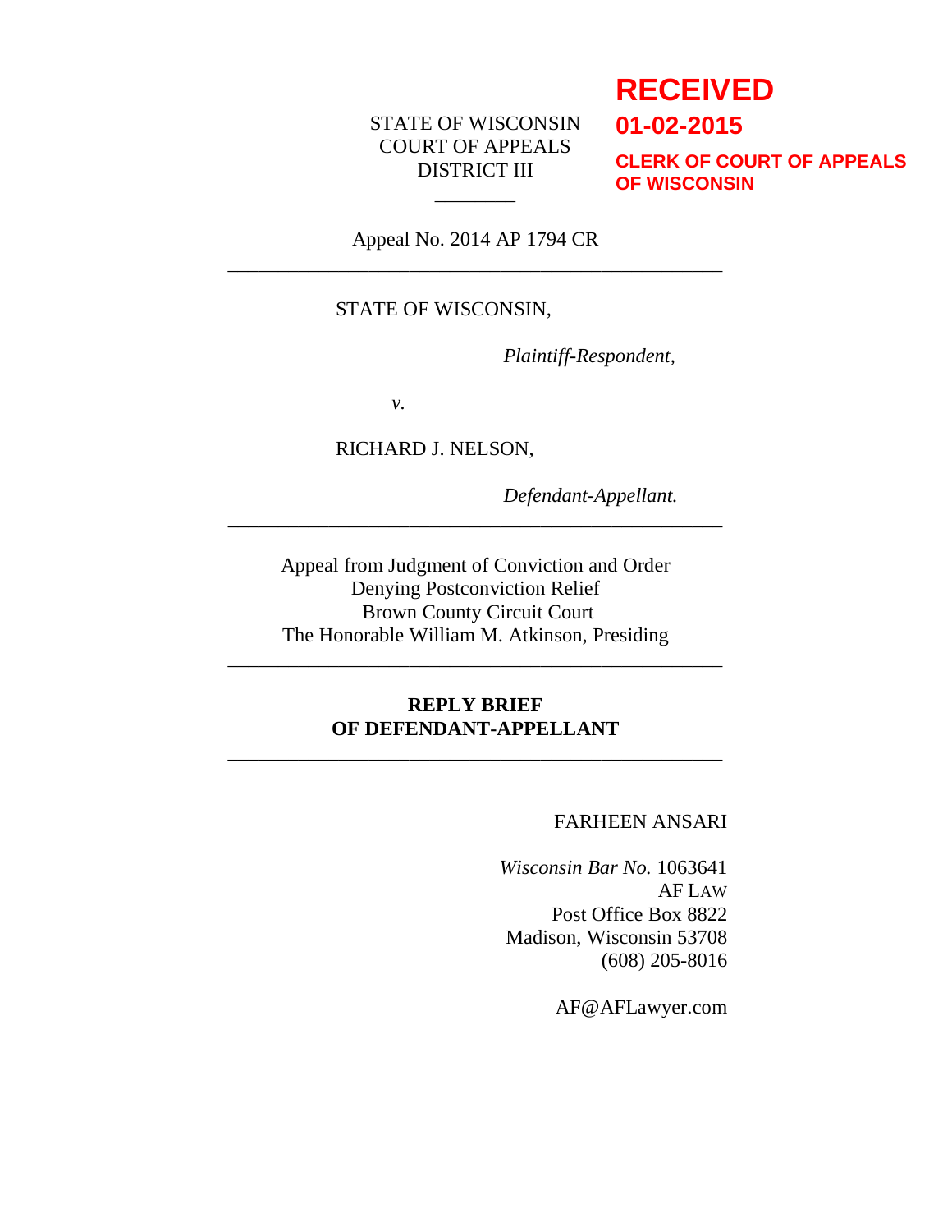**RECEIVED**

**01-02-2015**

**CLERK OF COURT OF APPEALS OF WISCONSIN**

STATE OF WISCONSIN
COURT OF APPEALS
DISTRICT III

________

Appeal No. 2014 AP 1794 CR

---

STATE OF WISCONSIN,

*Plaintiff-Respondent,*

*v.*

RICHARD J. NELSON,

*Defendant-Appellant.*

---

Appeal from Judgment of Conviction and Order
Denying Postconviction Relief
Brown County Circuit Court
The Honorable William M. Atkinson, Presiding

---

**REPLY BRIEF**
**OF DEFENDANT-APPELLANT**

---

FARHEEN ANSARI

*Wisconsin Bar No.* 1063641
AF LAW
Post Office Box 8822
Madison, Wisconsin 53708
(608) 205-8016

AF@AFLawyer.com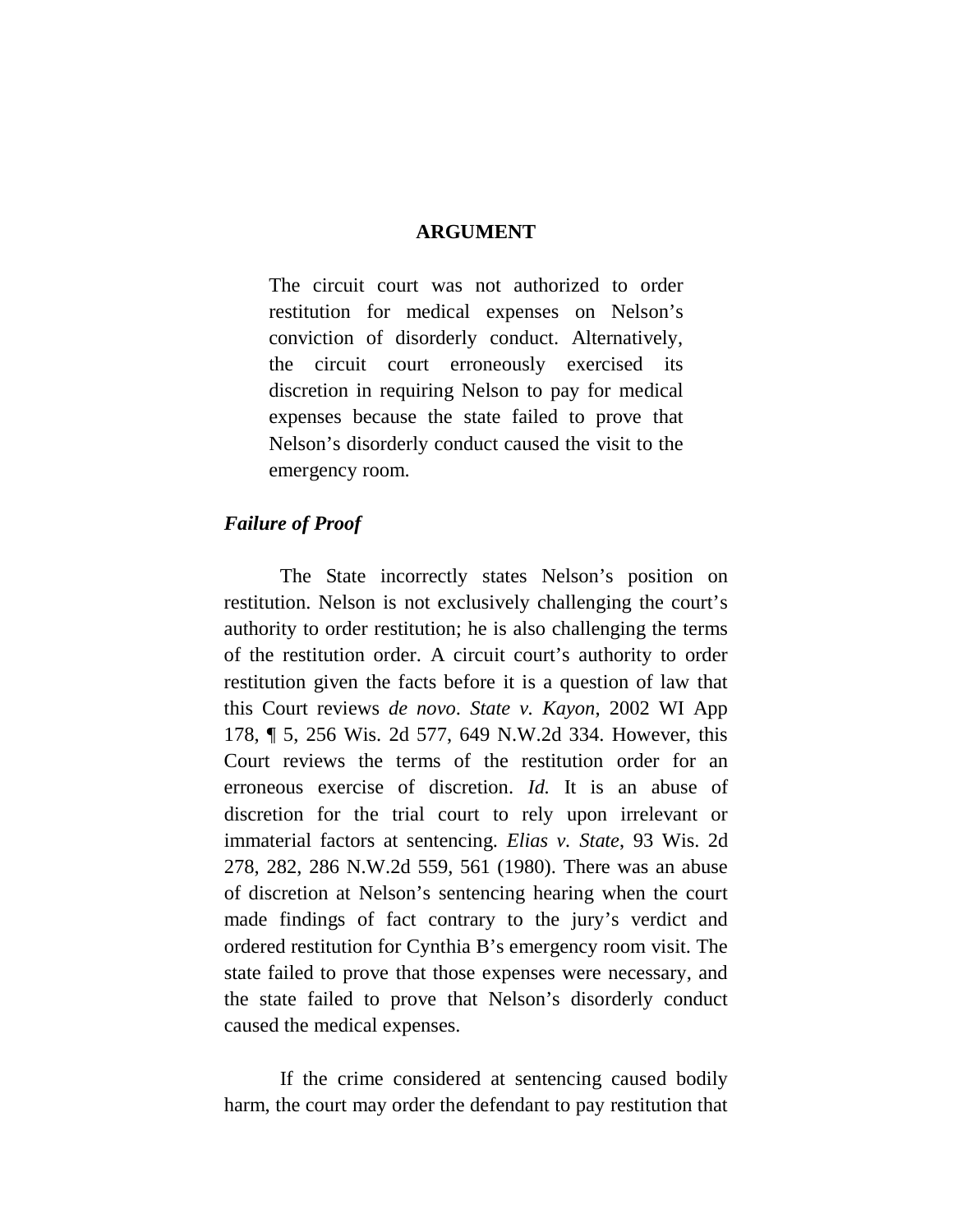## ARGUMENT

> The circuit court was not authorized to order restitution for medical expenses on Nelson's conviction of disorderly conduct. Alternatively, the circuit court erroneously exercised its discretion in requiring Nelson to pay for medical expenses because the state failed to prove that Nelson's disorderly conduct caused the visit to the emergency room.

### *Failure of Proof*

The State incorrectly states Nelson's position on restitution. Nelson is not exclusively challenging the court's authority to order restitution; he is also challenging the terms of the restitution order. A circuit court's authority to order restitution given the facts before it is a question of law that this Court reviews *de novo*. *State v. Kayon*, 2002 WI App 178, ¶ 5, 256 Wis. 2d 577, 649 N.W.2d 334. However, this Court reviews the terms of the restitution order for an erroneous exercise of discretion. *Id.* It is an abuse of discretion for the trial court to rely upon irrelevant or immaterial factors at sentencing. *Elias v. State*, 93 Wis. 2d 278, 282, 286 N.W.2d 559, 561 (1980). There was an abuse of discretion at Nelson's sentencing hearing when the court made findings of fact contrary to the jury's verdict and ordered restitution for Cynthia B's emergency room visit. The state failed to prove that those expenses were necessary, and the state failed to prove that Nelson's disorderly conduct caused the medical expenses.

If the crime considered at sentencing caused bodily harm, the court may order the defendant to pay restitution that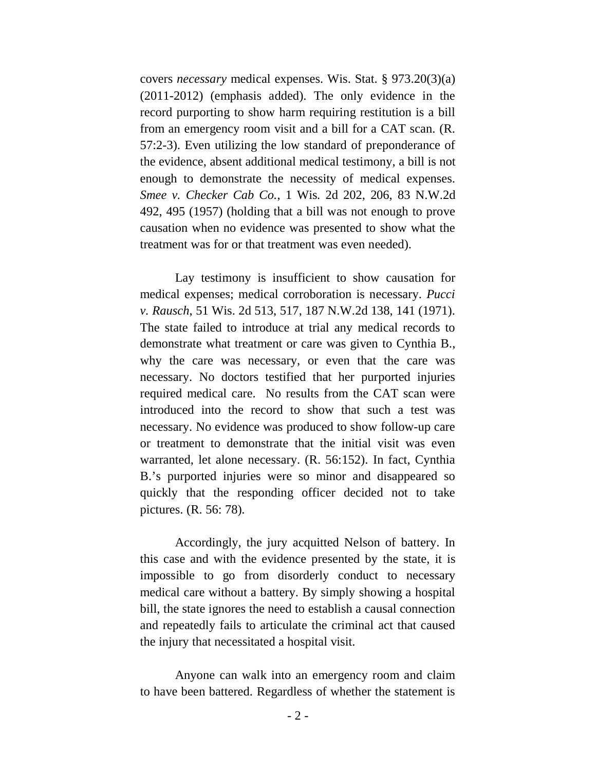covers *necessary* medical expenses. Wis. Stat. § 973.20(3)(a) (2011-2012) (emphasis added). The only evidence in the record purporting to show harm requiring restitution is a bill from an emergency room visit and a bill for a CAT scan. (R. 57:2-3). Even utilizing the low standard of preponderance of the evidence, absent additional medical testimony, a bill is not enough to demonstrate the necessity of medical expenses. *Smee v. Checker Cab Co.*, 1 Wis. 2d 202, 206, 83 N.W.2d 492, 495 (1957) (holding that a bill was not enough to prove causation when no evidence was presented to show what the treatment was for or that treatment was even needed).

Lay testimony is insufficient to show causation for medical expenses; medical corroboration is necessary. *Pucci v. Rausch*, 51 Wis. 2d 513, 517, 187 N.W.2d 138, 141 (1971). The state failed to introduce at trial any medical records to demonstrate what treatment or care was given to Cynthia B., why the care was necessary, or even that the care was necessary. No doctors testified that her purported injuries required medical care. No results from the CAT scan were introduced into the record to show that such a test was necessary. No evidence was produced to show follow-up care or treatment to demonstrate that the initial visit was even warranted, let alone necessary. (R. 56:152). In fact, Cynthia B.'s purported injuries were so minor and disappeared so quickly that the responding officer decided not to take pictures. (R. 56: 78).

Accordingly, the jury acquitted Nelson of battery. In this case and with the evidence presented by the state, it is impossible to go from disorderly conduct to necessary medical care without a battery. By simply showing a hospital bill, the state ignores the need to establish a causal connection and repeatedly fails to articulate the criminal act that caused the injury that necessitated a hospital visit.

Anyone can walk into an emergency room and claim to have been battered. Regardless of whether the statement is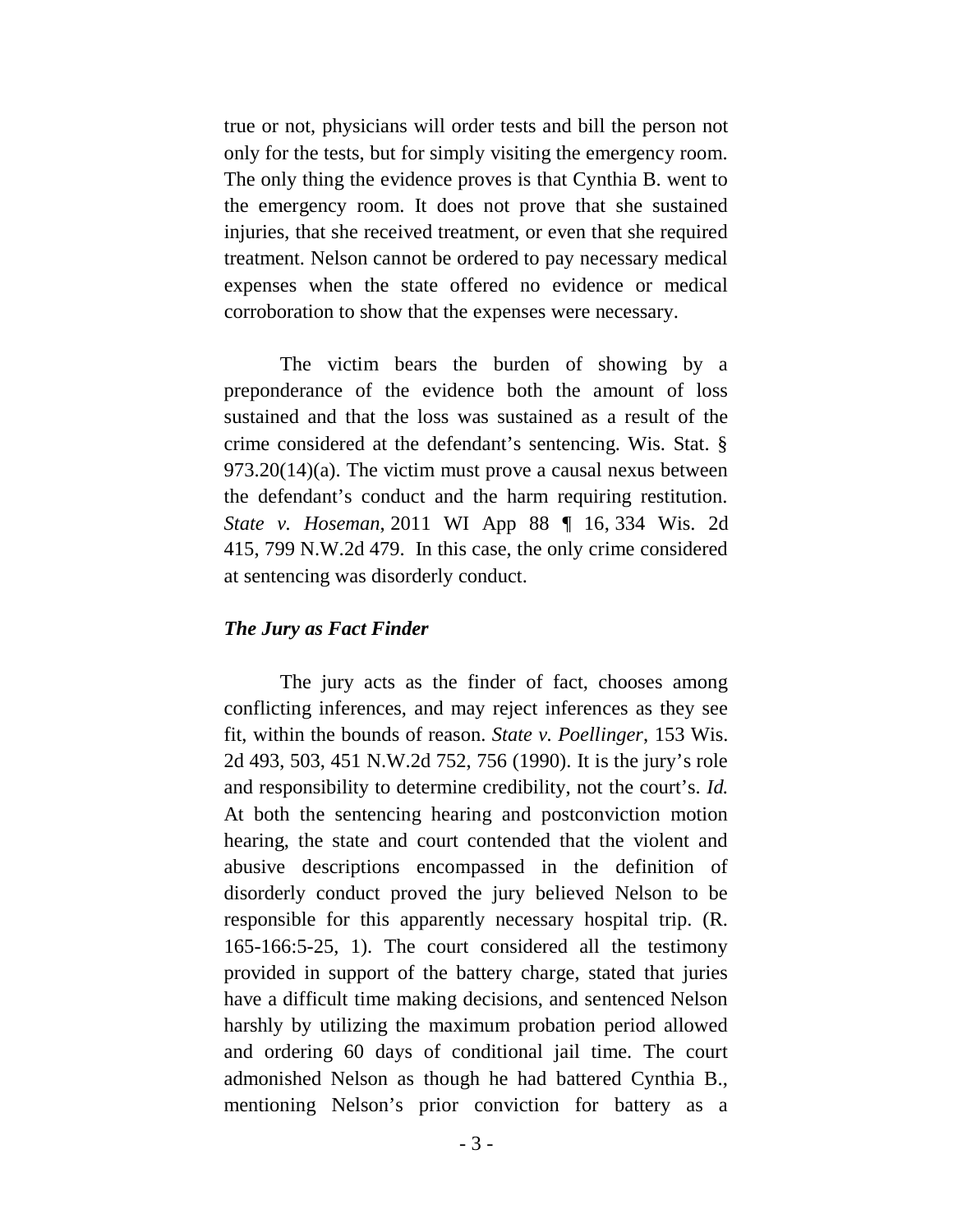true or not, physicians will order tests and bill the person not only for the tests, but for simply visiting the emergency room. The only thing the evidence proves is that Cynthia B. went to the emergency room. It does not prove that she sustained injuries, that she received treatment, or even that she required treatment. Nelson cannot be ordered to pay necessary medical expenses when the state offered no evidence or medical corroboration to show that the expenses were necessary.

The victim bears the burden of showing by a preponderance of the evidence both the amount of loss sustained and that the loss was sustained as a result of the crime considered at the defendant's sentencing. Wis. Stat. § 973.20(14)(a). The victim must prove a causal nexus between the defendant's conduct and the harm requiring restitution. *State v. Hoseman,* 2011 WI App 88 ¶ 16, 334 Wis. 2d 415, 799 N.W.2d 479. In this case, the only crime considered at sentencing was disorderly conduct.

### *The Jury as Fact Finder*

The jury acts as the finder of fact, chooses among conflicting inferences, and may reject inferences as they see fit, within the bounds of reason. *State v. Poellinger*, 153 Wis. 2d 493, 503, 451 N.W.2d 752, 756 (1990). It is the jury's role and responsibility to determine credibility, not the court's. *Id.* At both the sentencing hearing and postconviction motion hearing, the state and court contended that the violent and abusive descriptions encompassed in the definition of disorderly conduct proved the jury believed Nelson to be responsible for this apparently necessary hospital trip. (R. 165-166:5-25, 1). The court considered all the testimony provided in support of the battery charge, stated that juries have a difficult time making decisions, and sentenced Nelson harshly by utilizing the maximum probation period allowed and ordering 60 days of conditional jail time. The court admonished Nelson as though he had battered Cynthia B., mentioning Nelson's prior conviction for battery as a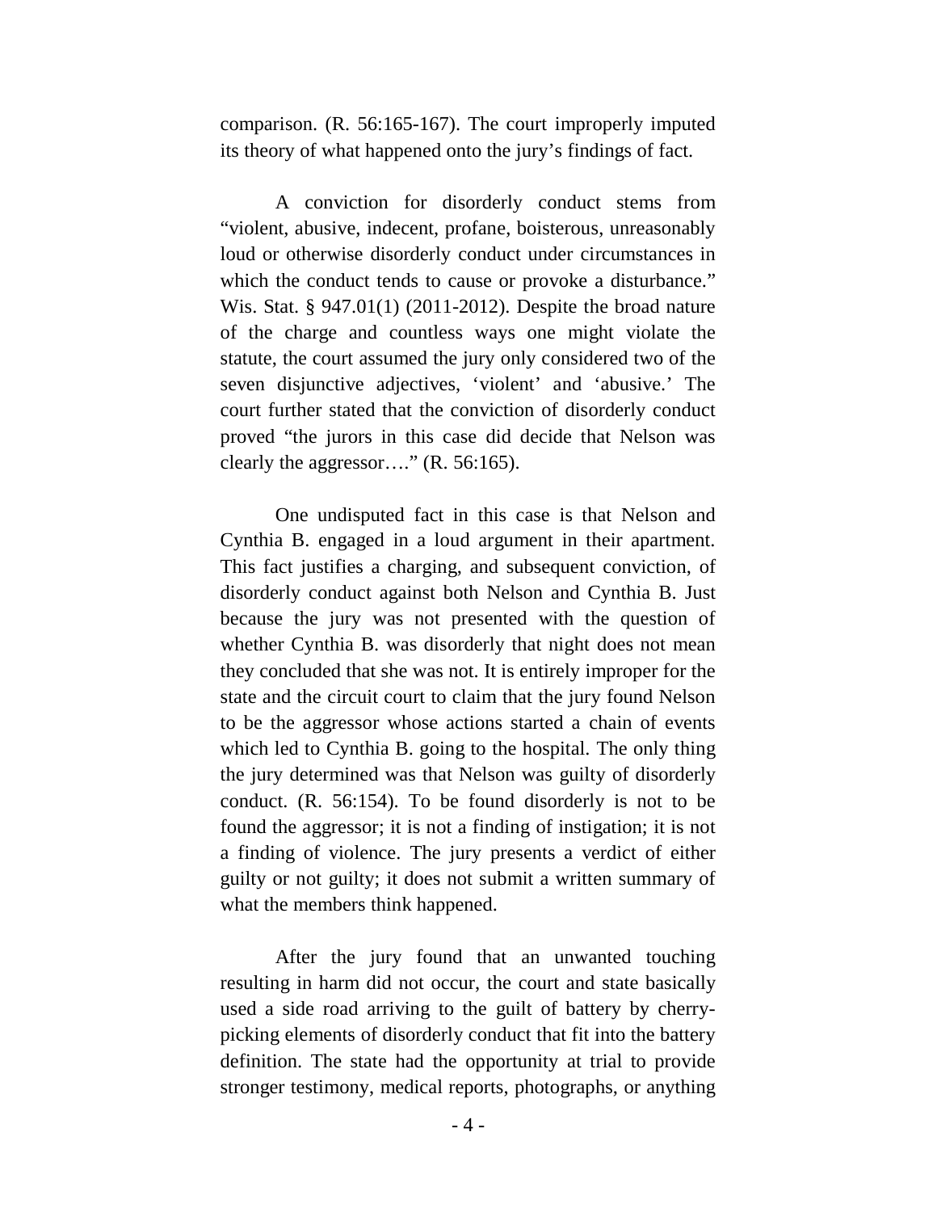comparison. (R. 56:165-167). The court improperly imputed its theory of what happened onto the jury's findings of fact.

A conviction for disorderly conduct stems from "violent, abusive, indecent, profane, boisterous, unreasonably loud or otherwise disorderly conduct under circumstances in which the conduct tends to cause or provoke a disturbance." Wis. Stat. § 947.01(1) (2011-2012). Despite the broad nature of the charge and countless ways one might violate the statute, the court assumed the jury only considered two of the seven disjunctive adjectives, 'violent' and 'abusive.' The court further stated that the conviction of disorderly conduct proved "the jurors in this case did decide that Nelson was clearly the aggressor…." (R. 56:165).

One undisputed fact in this case is that Nelson and Cynthia B. engaged in a loud argument in their apartment. This fact justifies a charging, and subsequent conviction, of disorderly conduct against both Nelson and Cynthia B. Just because the jury was not presented with the question of whether Cynthia B. was disorderly that night does not mean they concluded that she was not. It is entirely improper for the state and the circuit court to claim that the jury found Nelson to be the aggressor whose actions started a chain of events which led to Cynthia B. going to the hospital. The only thing the jury determined was that Nelson was guilty of disorderly conduct. (R. 56:154). To be found disorderly is not to be found the aggressor; it is not a finding of instigation; it is not a finding of violence. The jury presents a verdict of either guilty or not guilty; it does not submit a written summary of what the members think happened.

After the jury found that an unwanted touching resulting in harm did not occur, the court and state basically used a side road arriving to the guilt of battery by cherry-picking elements of disorderly conduct that fit into the battery definition. The state had the opportunity at trial to provide stronger testimony, medical reports, photographs, or anything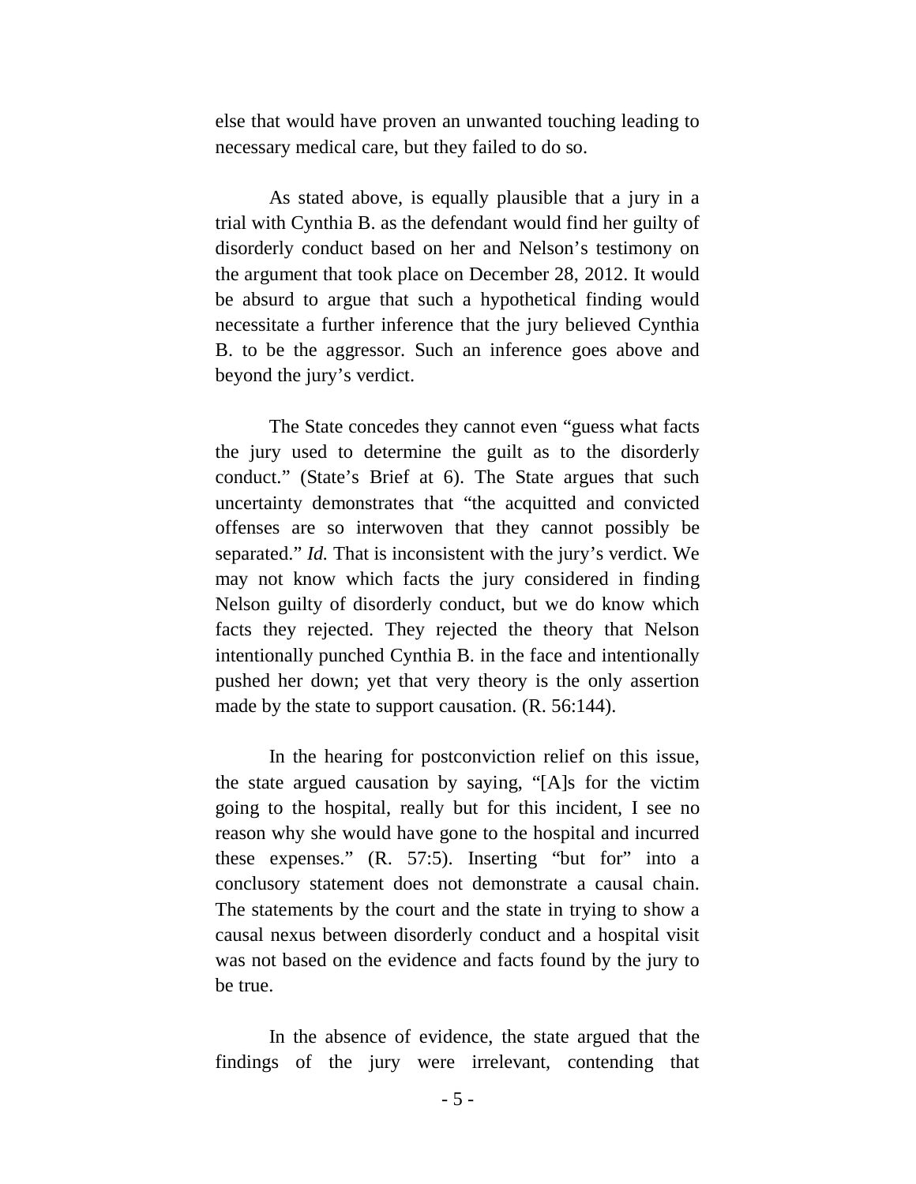else that would have proven an unwanted touching leading to necessary medical care, but they failed to do so.

As stated above, is equally plausible that a jury in a trial with Cynthia B. as the defendant would find her guilty of disorderly conduct based on her and Nelson's testimony on the argument that took place on December 28, 2012. It would be absurd to argue that such a hypothetical finding would necessitate a further inference that the jury believed Cynthia B. to be the aggressor. Such an inference goes above and beyond the jury's verdict.

The State concedes they cannot even "guess what facts the jury used to determine the guilt as to the disorderly conduct." (State's Brief at 6). The State argues that such uncertainty demonstrates that "the acquitted and convicted offenses are so interwoven that they cannot possibly be separated." *Id.* That is inconsistent with the jury's verdict. We may not know which facts the jury considered in finding Nelson guilty of disorderly conduct, but we do know which facts they rejected. They rejected the theory that Nelson intentionally punched Cynthia B. in the face and intentionally pushed her down; yet that very theory is the only assertion made by the state to support causation. (R. 56:144).

In the hearing for postconviction relief on this issue, the state argued causation by saying, "[A]s for the victim going to the hospital, really but for this incident, I see no reason why she would have gone to the hospital and incurred these expenses." (R. 57:5). Inserting "but for" into a conclusory statement does not demonstrate a causal chain. The statements by the court and the state in trying to show a causal nexus between disorderly conduct and a hospital visit was not based on the evidence and facts found by the jury to be true.

In the absence of evidence, the state argued that the findings of the jury were irrelevant, contending that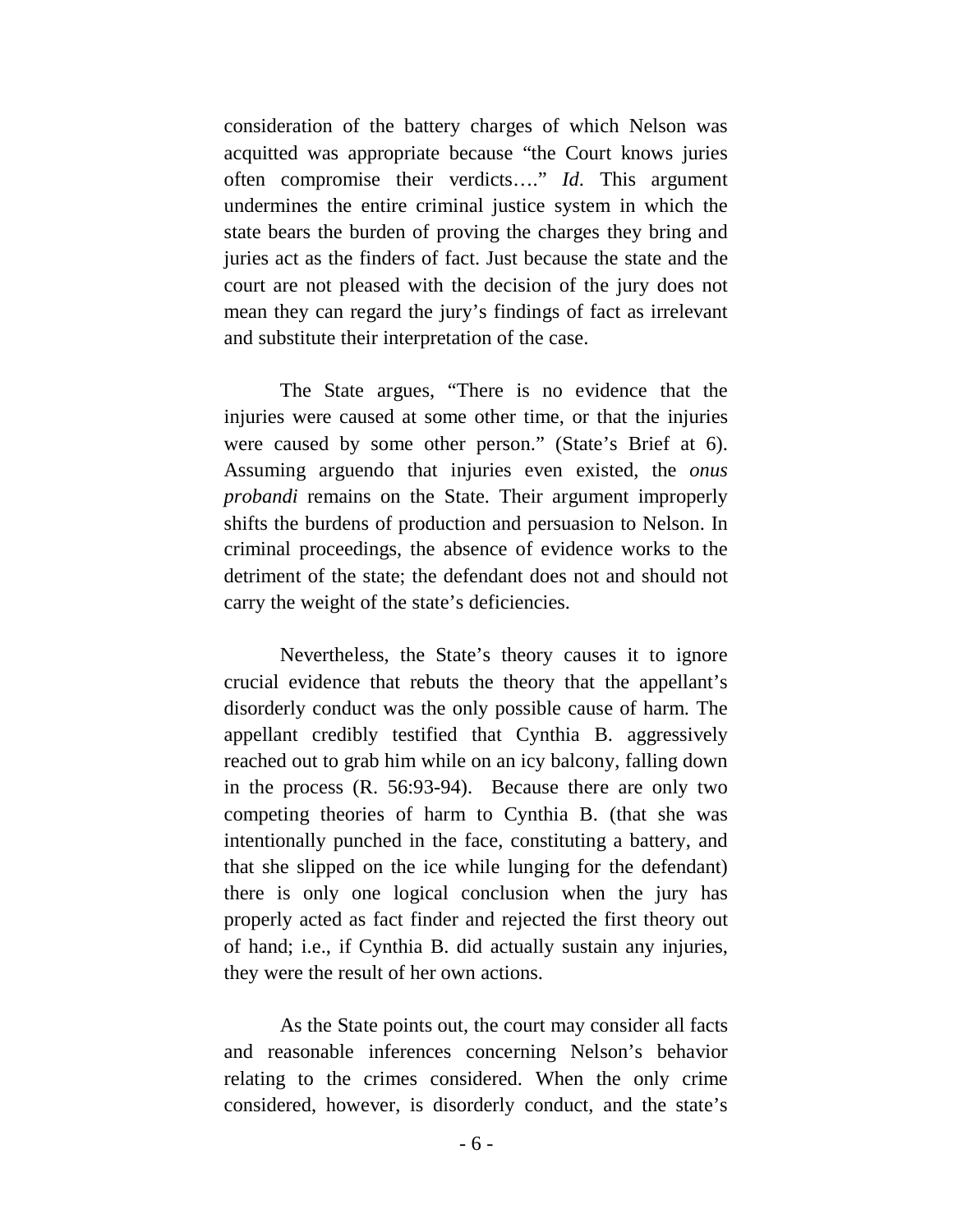consideration of the battery charges of which Nelson was acquitted was appropriate because "the Court knows juries often compromise their verdicts…." *Id*. This argument undermines the entire criminal justice system in which the state bears the burden of proving the charges they bring and juries act as the finders of fact. Just because the state and the court are not pleased with the decision of the jury does not mean they can regard the jury's findings of fact as irrelevant and substitute their interpretation of the case.

The State argues, "There is no evidence that the injuries were caused at some other time, or that the injuries were caused by some other person." (State's Brief at 6). Assuming arguendo that injuries even existed, the *onus probandi* remains on the State. Their argument improperly shifts the burdens of production and persuasion to Nelson. In criminal proceedings, the absence of evidence works to the detriment of the state; the defendant does not and should not carry the weight of the state's deficiencies.

Nevertheless, the State's theory causes it to ignore crucial evidence that rebuts the theory that the appellant's disorderly conduct was the only possible cause of harm. The appellant credibly testified that Cynthia B. aggressively reached out to grab him while on an icy balcony, falling down in the process (R. 56:93-94). Because there are only two competing theories of harm to Cynthia B. (that she was intentionally punched in the face, constituting a battery, and that she slipped on the ice while lunging for the defendant) there is only one logical conclusion when the jury has properly acted as fact finder and rejected the first theory out of hand; i.e., if Cynthia B. did actually sustain any injuries, they were the result of her own actions.

As the State points out, the court may consider all facts and reasonable inferences concerning Nelson's behavior relating to the crimes considered. When the only crime considered, however, is disorderly conduct, and the state's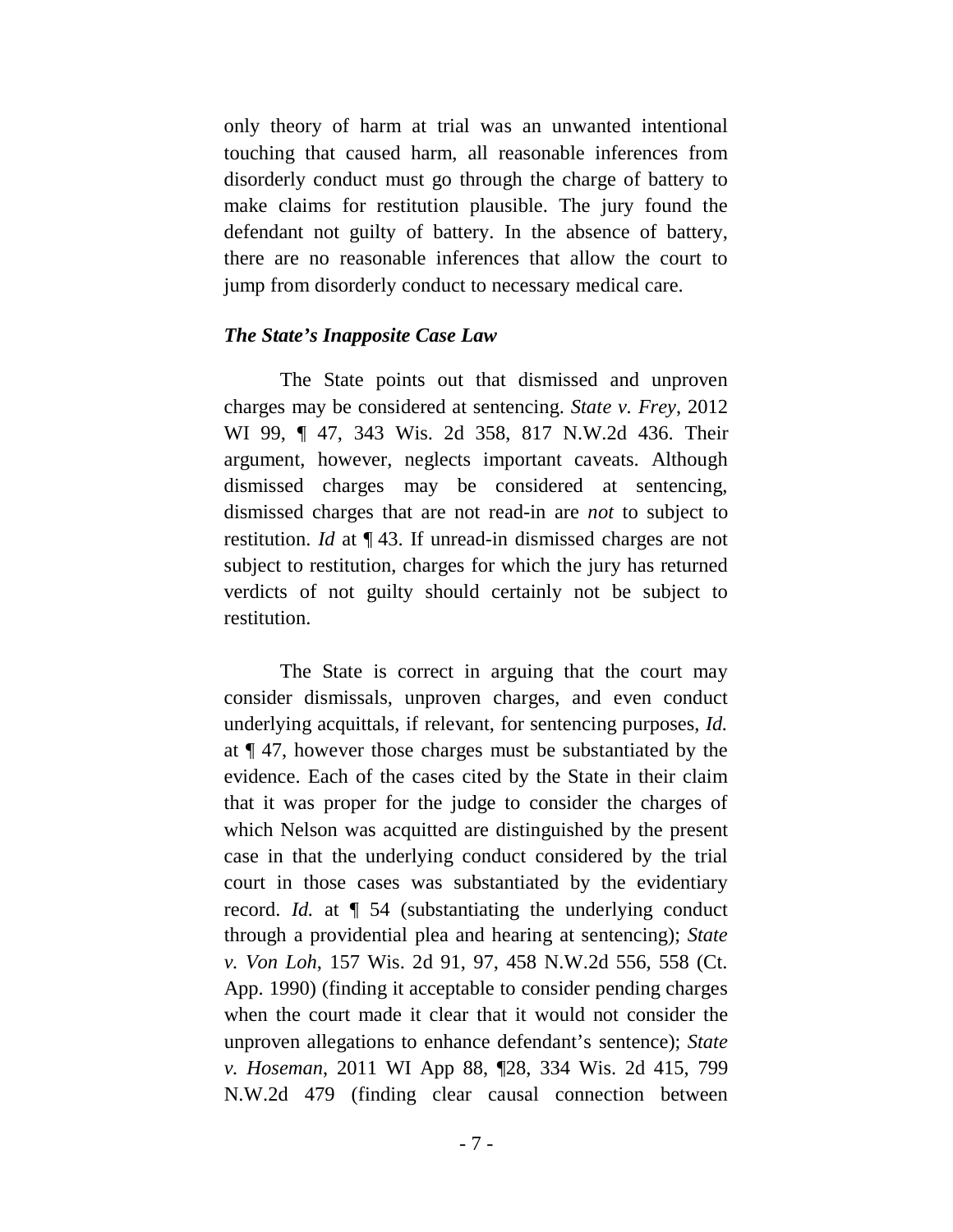only theory of harm at trial was an unwanted intentional touching that caused harm, all reasonable inferences from disorderly conduct must go through the charge of battery to make claims for restitution plausible. The jury found the defendant not guilty of battery. In the absence of battery, there are no reasonable inferences that allow the court to jump from disorderly conduct to necessary medical care.

### *The State's Inapposite Case Law*

The State points out that dismissed and unproven charges may be considered at sentencing. *State v. Frey*, 2012 WI 99, ¶ 47, 343 Wis. 2d 358, 817 N.W.2d 436. Their argument, however, neglects important caveats. Although dismissed charges may be considered at sentencing, dismissed charges that are not read-in are *not* to subject to restitution. *Id* at ¶ 43. If unread-in dismissed charges are not subject to restitution, charges for which the jury has returned verdicts of not guilty should certainly not be subject to restitution.

The State is correct in arguing that the court may consider dismissals, unproven charges, and even conduct underlying acquittals, if relevant, for sentencing purposes, *Id.* at ¶ 47, however those charges must be substantiated by the evidence. Each of the cases cited by the State in their claim that it was proper for the judge to consider the charges of which Nelson was acquitted are distinguished by the present case in that the underlying conduct considered by the trial court in those cases was substantiated by the evidentiary record. *Id.* at ¶ 54 (substantiating the underlying conduct through a providential plea and hearing at sentencing); *State v. Von Loh*, 157 Wis. 2d 91, 97, 458 N.W.2d 556, 558 (Ct. App. 1990) (finding it acceptable to consider pending charges when the court made it clear that it would not consider the unproven allegations to enhance defendant's sentence); *State v. Hoseman*, 2011 WI App 88, ¶28, 334 Wis. 2d 415, 799 N.W.2d 479 (finding clear causal connection between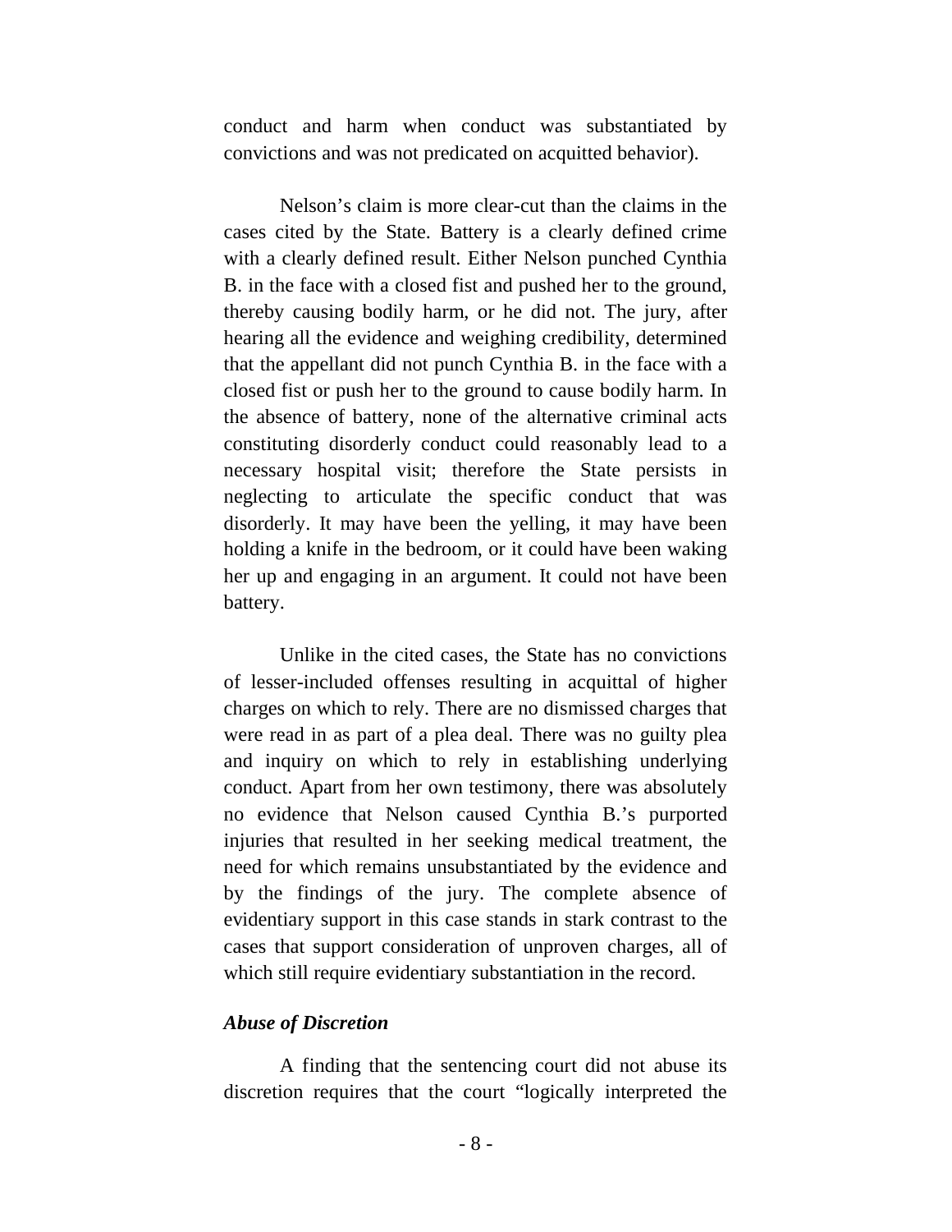conduct and harm when conduct was substantiated by convictions and was not predicated on acquitted behavior).

Nelson's claim is more clear-cut than the claims in the cases cited by the State. Battery is a clearly defined crime with a clearly defined result. Either Nelson punched Cynthia B. in the face with a closed fist and pushed her to the ground, thereby causing bodily harm, or he did not. The jury, after hearing all the evidence and weighing credibility, determined that the appellant did not punch Cynthia B. in the face with a closed fist or push her to the ground to cause bodily harm. In the absence of battery, none of the alternative criminal acts constituting disorderly conduct could reasonably lead to a necessary hospital visit; therefore the State persists in neglecting to articulate the specific conduct that was disorderly. It may have been the yelling, it may have been holding a knife in the bedroom, or it could have been waking her up and engaging in an argument. It could not have been battery.

Unlike in the cited cases, the State has no convictions of lesser-included offenses resulting in acquittal of higher charges on which to rely. There are no dismissed charges that were read in as part of a plea deal. There was no guilty plea and inquiry on which to rely in establishing underlying conduct. Apart from her own testimony, there was absolutely no evidence that Nelson caused Cynthia B.'s purported injuries that resulted in her seeking medical treatment, the need for which remains unsubstantiated by the evidence and by the findings of the jury. The complete absence of evidentiary support in this case stands in stark contrast to the cases that support consideration of unproven charges, all of which still require evidentiary substantiation in the record.

### *Abuse of Discretion*

A finding that the sentencing court did not abuse its discretion requires that the court "logically interpreted the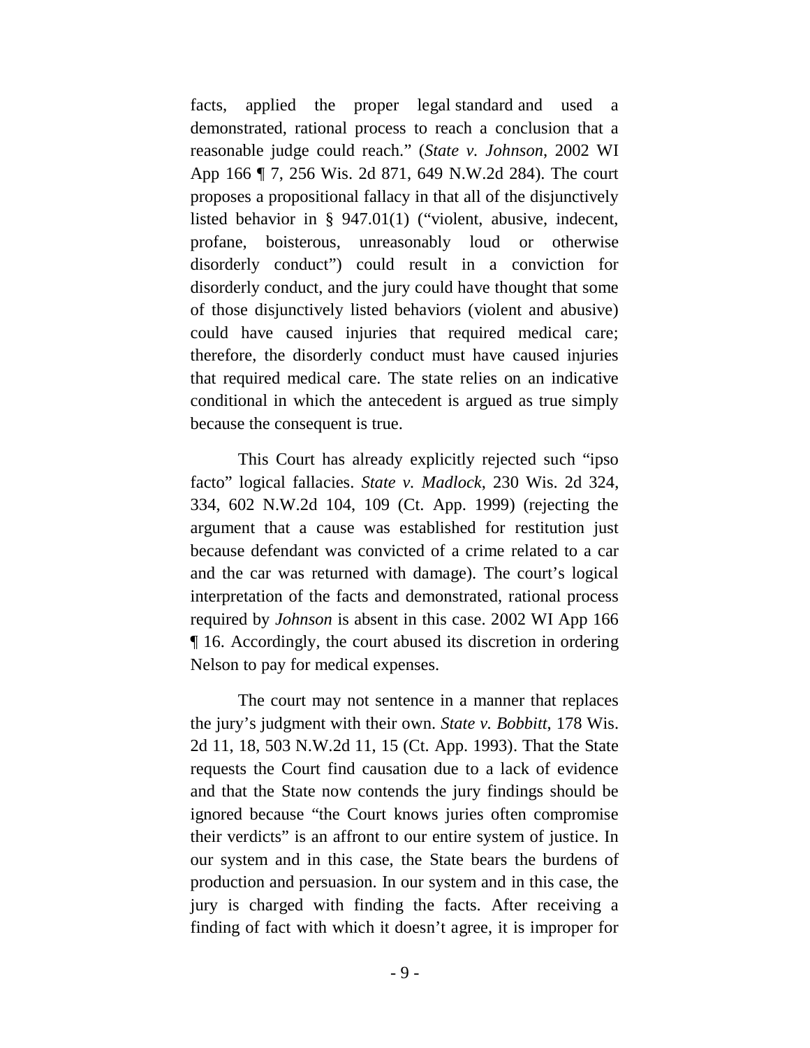facts, applied the proper legal standard and used a demonstrated, rational process to reach a conclusion that a reasonable judge could reach." (*State v. Johnson*, 2002 WI App 166 ¶ 7, 256 Wis. 2d 871, 649 N.W.2d 284). The court proposes a propositional fallacy in that all of the disjunctively listed behavior in § 947.01(1) ("violent, abusive, indecent, profane, boisterous, unreasonably loud or otherwise disorderly conduct") could result in a conviction for disorderly conduct, and the jury could have thought that some of those disjunctively listed behaviors (violent and abusive) could have caused injuries that required medical care; therefore, the disorderly conduct must have caused injuries that required medical care. The state relies on an indicative conditional in which the antecedent is argued as true simply because the consequent is true.

This Court has already explicitly rejected such "ipso facto" logical fallacies. *State v. Madlock*, 230 Wis. 2d 324, 334, 602 N.W.2d 104, 109 (Ct. App. 1999) (rejecting the argument that a cause was established for restitution just because defendant was convicted of a crime related to a car and the car was returned with damage). The court's logical interpretation of the facts and demonstrated, rational process required by *Johnson* is absent in this case. 2002 WI App 166 ¶ 16. Accordingly, the court abused its discretion in ordering Nelson to pay for medical expenses.

The court may not sentence in a manner that replaces the jury's judgment with their own. *State v. Bobbitt*, 178 Wis. 2d 11, 18, 503 N.W.2d 11, 15 (Ct. App. 1993). That the State requests the Court find causation due to a lack of evidence and that the State now contends the jury findings should be ignored because "the Court knows juries often compromise their verdicts" is an affront to our entire system of justice. In our system and in this case, the State bears the burdens of production and persuasion. In our system and in this case, the jury is charged with finding the facts. After receiving a finding of fact with which it doesn't agree, it is improper for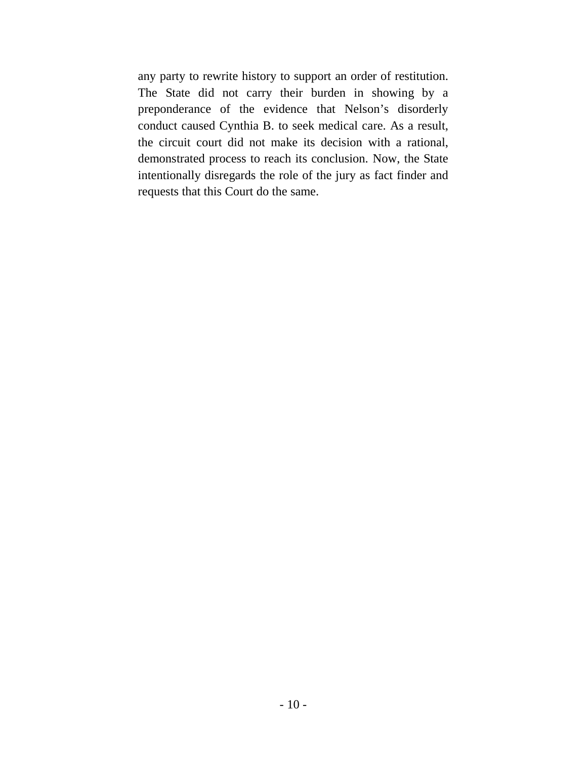any party to rewrite history to support an order of restitution. The State did not carry their burden in showing by a preponderance of the evidence that Nelson's disorderly conduct caused Cynthia B. to seek medical care. As a result, the circuit court did not make its decision with a rational, demonstrated process to reach its conclusion. Now, the State intentionally disregards the role of the jury as fact finder and requests that this Court do the same.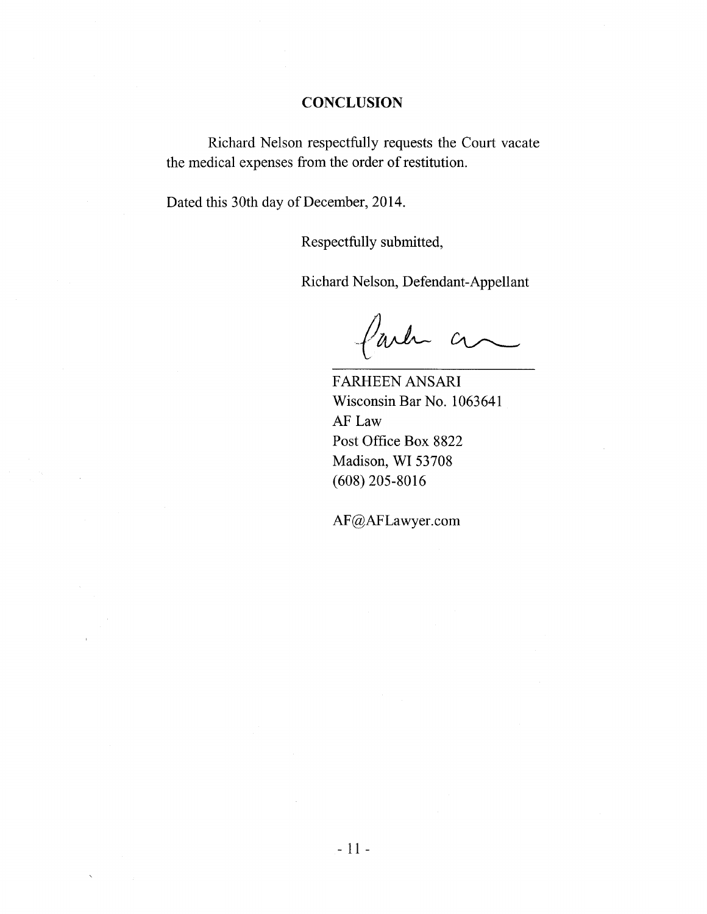## CONCLUSION

Richard Nelson respectfully requests the Court vacate the medical expenses from the order of restitution.

Dated this 30th day of December, 2014.

Respectfully submitted,

Richard Nelson, Defendant-Appellant

FARHEEN ANSARI
Wisconsin Bar No. 1063641
AF Law
Post Office Box 8822
Madison, WI 53708
(608) 205-8016

AF@AFLawyer.com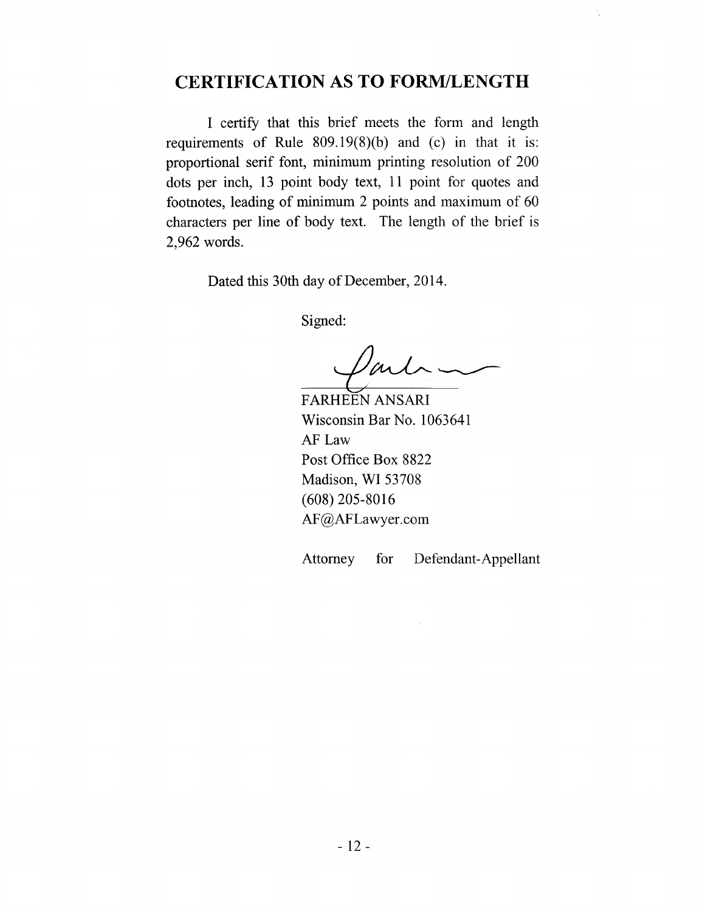## CERTIFICATION AS TO FORM/LENGTH

I certify that this brief meets the form and length requirements of Rule 809.19(8)(b) and (c) in that it is: proportional serif font, minimum printing resolution of 200 dots per inch, 13 point body text, 11 point for quotes and footnotes, leading of minimum 2 points and maximum of 60 characters per line of body text. The length of the brief is 2,962 words.

Dated this 30th day of December, 2014.

Signed:

FARHEEN ANSARI
Wisconsin Bar No. 1063641
AF Law
Post Office Box 8822
Madison, WI 53708
(608) 205-8016
AF@AFLawyer.com

Attorney for Defendant-Appellant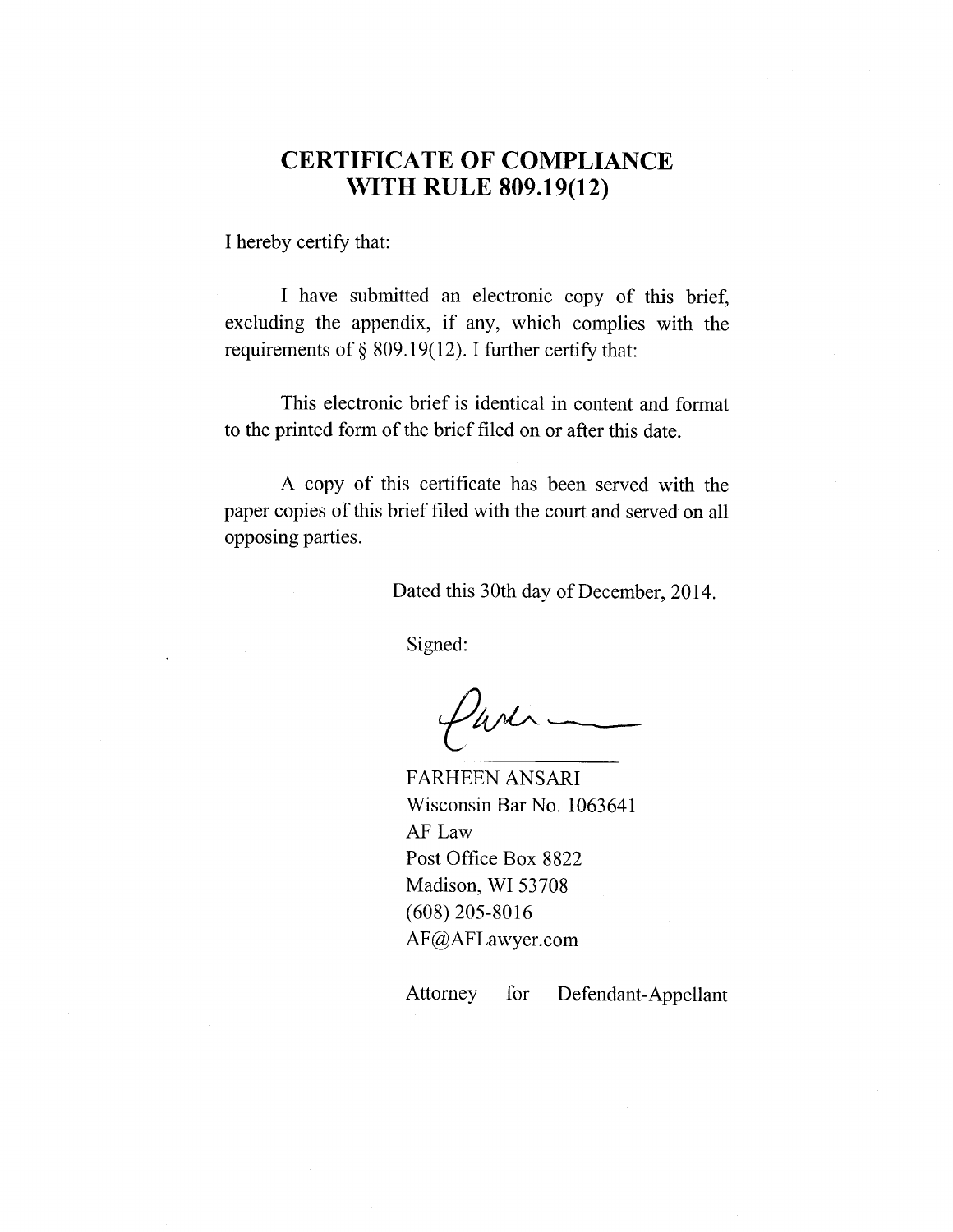# CERTIFICATE OF COMPLIANCE WITH RULE 809.19(12)

I hereby certify that:

I have submitted an electronic copy of this brief, excluding the appendix, if any, which complies with the requirements of § 809.19(12). I further certify that:

This electronic brief is identical in content and format to the printed form of the brief filed on or after this date.

A copy of this certificate has been served with the paper copies of this brief filed with the court and served on all opposing parties.

Dated this 30th day of December, 2014.

Signed:

FARHEEN ANSARI
Wisconsin Bar No. 1063641
AF Law
Post Office Box 8822
Madison, WI 53708
(608) 205-8016
AF@AFLawyer.com

Attorney for Defendant-Appellant